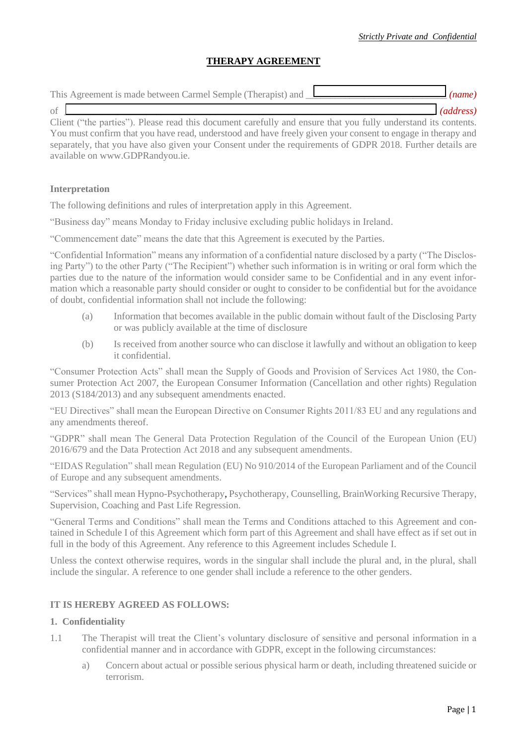# THERAPY AGREEMENT

This Agreement is made between Carmel Semple (Therapist) and ____________________ *(name)*

of ____________________________________________ *(address)*

Client ("the parties"). Please read this document carefully and ensure that you fully understand its contents. You must confirm that you have read, understood and have freely given your consent to engage in therapy and separately, that you have also given your Consent under the requirements of GDPR 2018. Further details are available on www.GDPRandyou.ie.

### Interpretation

The following definitions and rules of interpretation apply in this Agreement.

"Business day" means Monday to Friday inclusive excluding public holidays in Ireland.

"Commencement date" means the date that this Agreement is executed by the Parties.

"Confidential Information" means any information of a confidential nature disclosed by a party ("The Disclosing Party") to the other Party ("The Recipient") whether such information is in writing or oral form which the parties due to the nature of the information would consider same to be Confidential and in any event information which a reasonable party should consider or ought to consider to be confidential but for the avoidance of doubt, confidential information shall not include the following:

(a) Information that becomes available in the public domain without fault of the Disclosing Party or was publicly available at the time of disclosure

(b) Is received from another source who can disclose it lawfully and without an obligation to keep it confidential.

"Consumer Protection Acts" shall mean the Supply of Goods and Provision of Services Act 1980, the Consumer Protection Act 2007, the European Consumer Information (Cancellation and other rights) Regulation 2013 (S184/2013) and any subsequent amendments enacted.

"EU Directives" shall mean the European Directive on Consumer Rights 2011/83 EU and any regulations and any amendments thereof.

"GDPR" shall mean The General Data Protection Regulation of the Council of the European Union (EU) 2016/679 and the Data Protection Act 2018 and any subsequent amendments.

"EIDAS Regulation" shall mean Regulation (EU) No 910/2014 of the European Parliament and of the Council of Europe and any subsequent amendments.

"Services" shall mean Hypno-Psychotherapy, Psychotherapy, Counselling, BrainWorking Recursive Therapy, Supervision, Coaching and Past Life Regression.

"General Terms and Conditions" shall mean the Terms and Conditions attached to this Agreement and contained in Schedule I of this Agreement which form part of this Agreement and shall have effect as if set out in full in the body of this Agreement. Any reference to this Agreement includes Schedule I.

Unless the context otherwise requires, words in the singular shall include the plural and, in the plural, shall include the singular. A reference to one gender shall include a reference to the other genders.

### IT IS HEREBY AGREED AS FOLLOWS:

#### 1. Confidentiality

1.1 The Therapist will treat the Client's voluntary disclosure of sensitive and personal information in a confidential manner and in accordance with GDPR, except in the following circumstances:

a) Concern about actual or possible serious physical harm or death, including threatened suicide or terrorism.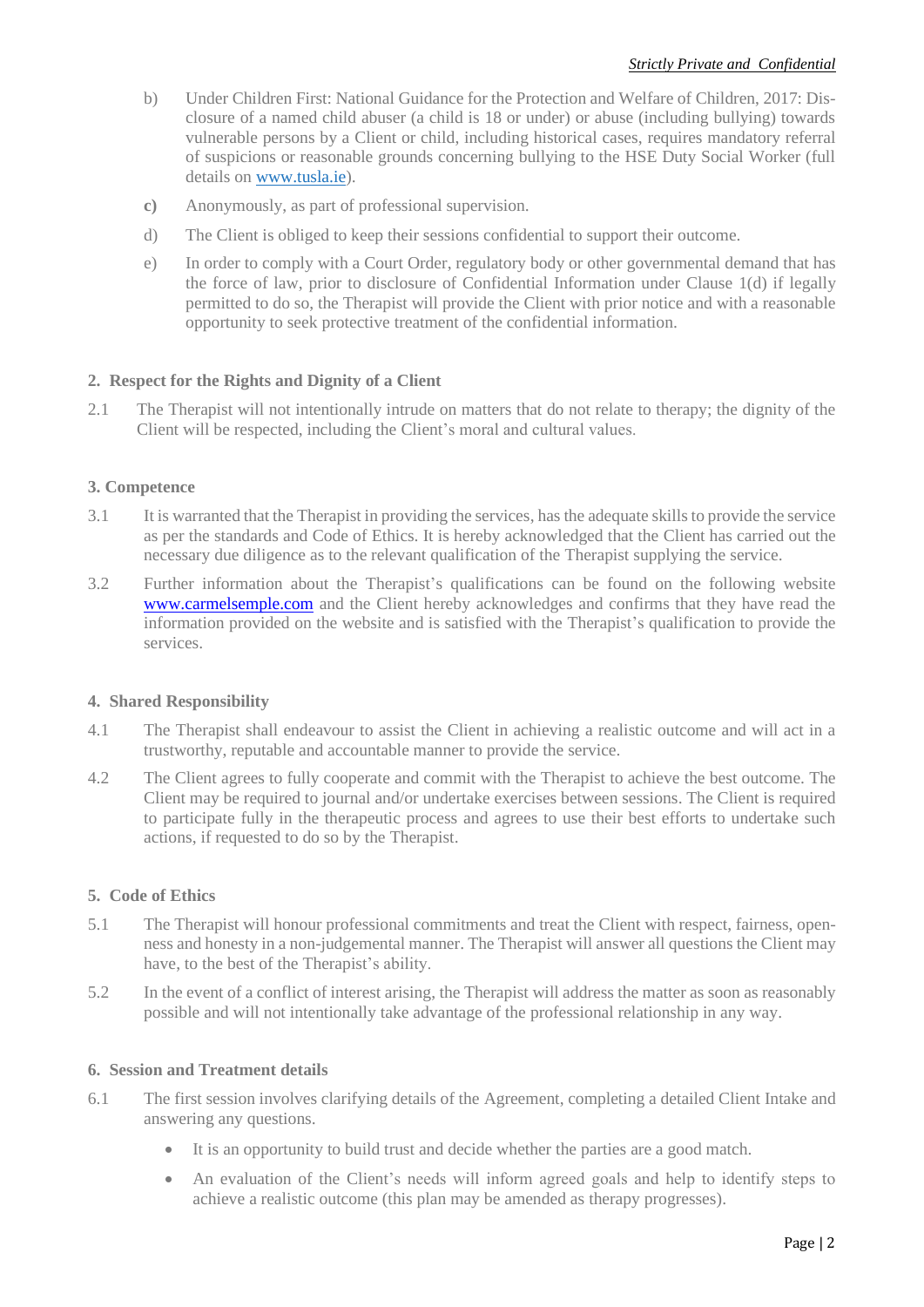b) Under Children First: National Guidance for the Protection and Welfare of Children, 2017: Disclosure of a named child abuser (a child is 18 or under) or abuse (including bullying) towards vulnerable persons by a Client or child, including historical cases, requires mandatory referral of suspicions or reasonable grounds concerning bullying to the HSE Duty Social Worker (full details on [www.tusla.ie](http://www.tusla.ie)).

**c)** Anonymously, as part of professional supervision.

d) The Client is obliged to keep their sessions confidential to support their outcome.

e) In order to comply with a Court Order, regulatory body or other governmental demand that has the force of law, prior to disclosure of Confidential Information under Clause 1(d) if legally permitted to do so, the Therapist will provide the Client with prior notice and with a reasonable opportunity to seek protective treatment of the confidential information.

## 2. Respect for the Rights and Dignity of a Client

2.1 The Therapist will not intentionally intrude on matters that do not relate to therapy; the dignity of the Client will be respected, including the Client's moral and cultural values.

## 3. Competence

3.1 It is warranted that the Therapist in providing the services, has the adequate skills to provide the service as per the standards and Code of Ethics. It is hereby acknowledged that the Client has carried out the necessary due diligence as to the relevant qualification of the Therapist supplying the service.

3.2 Further information about the Therapist's qualifications can be found on the following website [www.carmelsemple.com](http://www.carmelsemple.com) and the Client hereby acknowledges and confirms that they have read the information provided on the website and is satisfied with the Therapist's qualification to provide the services.

## 4. Shared Responsibility

4.1 The Therapist shall endeavour to assist the Client in achieving a realistic outcome and will act in a trustworthy, reputable and accountable manner to provide the service.

4.2 The Client agrees to fully cooperate and commit with the Therapist to achieve the best outcome. The Client may be required to journal and/or undertake exercises between sessions. The Client is required to participate fully in the therapeutic process and agrees to use their best efforts to undertake such actions, if requested to do so by the Therapist.

## 5. Code of Ethics

5.1 The Therapist will honour professional commitments and treat the Client with respect, fairness, openness and honesty in a non-judgemental manner. The Therapist will answer all questions the Client may have, to the best of the Therapist's ability.

5.2 In the event of a conflict of interest arising, the Therapist will address the matter as soon as reasonably possible and will not intentionally take advantage of the professional relationship in any way.

## 6. Session and Treatment details

6.1 The first session involves clarifying details of the Agreement, completing a detailed Client Intake and answering any questions.

- It is an opportunity to build trust and decide whether the parties are a good match.
- An evaluation of the Client's needs will inform agreed goals and help to identify steps to achieve a realistic outcome (this plan may be amended as therapy progresses).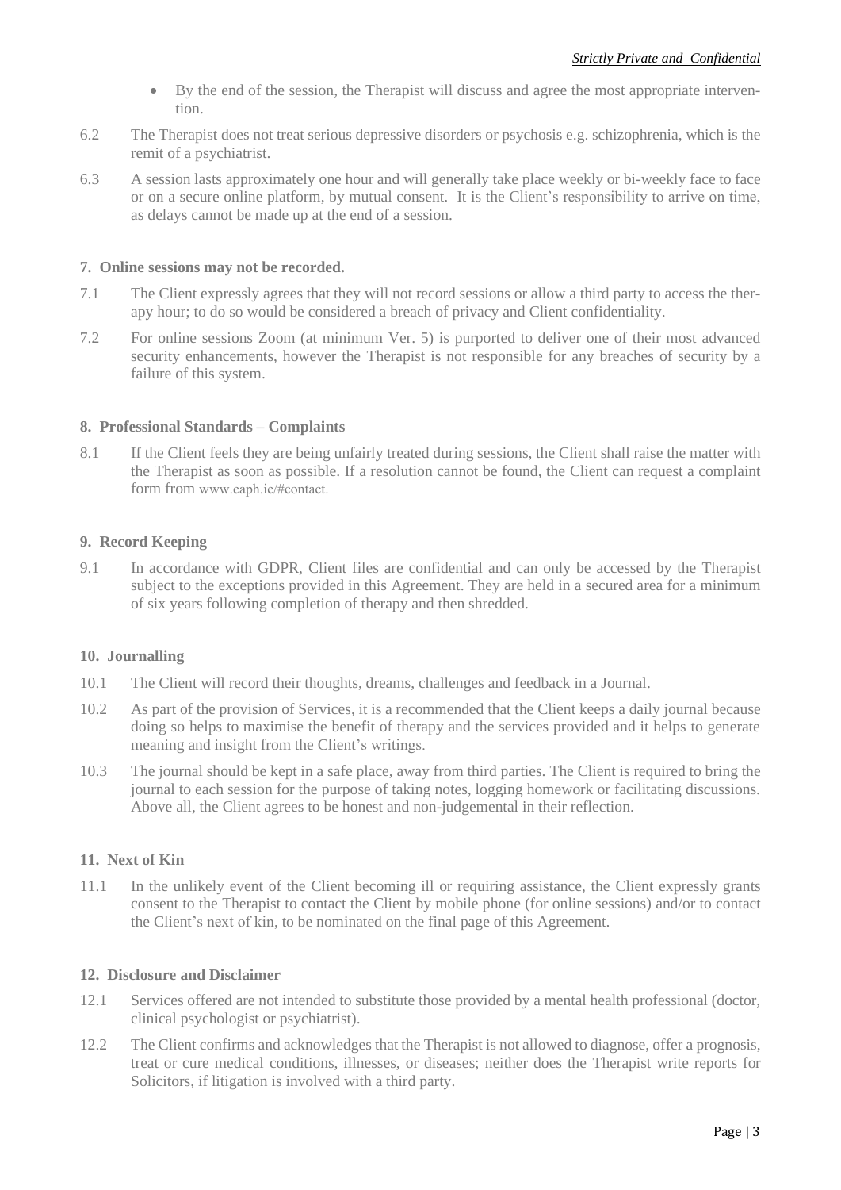- By the end of the session, the Therapist will discuss and agree the most appropriate intervention.

6.2 The Therapist does not treat serious depressive disorders or psychosis e.g. schizophrenia, which is the remit of a psychiatrist.

6.3 A session lasts approximately one hour and will generally take place weekly or bi-weekly face to face or on a secure online platform, by mutual consent. It is the Client's responsibility to arrive on time, as delays cannot be made up at the end of a session.

**7. Online sessions may not be recorded.**

7.1 The Client expressly agrees that they will not record sessions or allow a third party to access the therapy hour; to do so would be considered a breach of privacy and Client confidentiality.

7.2 For online sessions Zoom (at minimum Ver. 5) is purported to deliver one of their most advanced security enhancements, however the Therapist is not responsible for any breaches of security by a failure of this system.

**8. Professional Standards – Complaints**

8.1 If the Client feels they are being unfairly treated during sessions, the Client shall raise the matter with the Therapist as soon as possible. If a resolution cannot be found, the Client can request a complaint form from www.eaph.ie/#contact.

**9. Record Keeping**

9.1 In accordance with GDPR, Client files are confidential and can only be accessed by the Therapist subject to the exceptions provided in this Agreement. They are held in a secured area for a minimum of six years following completion of therapy and then shredded.

**10. Journalling**

10.1 The Client will record their thoughts, dreams, challenges and feedback in a Journal.

10.2 As part of the provision of Services, it is a recommended that the Client keeps a daily journal because doing so helps to maximise the benefit of therapy and the services provided and it helps to generate meaning and insight from the Client's writings.

10.3 The journal should be kept in a safe place, away from third parties. The Client is required to bring the journal to each session for the purpose of taking notes, logging homework or facilitating discussions. Above all, the Client agrees to be honest and non-judgemental in their reflection.

**11. Next of Kin**

11.1 In the unlikely event of the Client becoming ill or requiring assistance, the Client expressly grants consent to the Therapist to contact the Client by mobile phone (for online sessions) and/or to contact the Client's next of kin, to be nominated on the final page of this Agreement.

**12. Disclosure and Disclaimer**

12.1 Services offered are not intended to substitute those provided by a mental health professional (doctor, clinical psychologist or psychiatrist).

12.2 The Client confirms and acknowledges that the Therapist is not allowed to diagnose, offer a prognosis, treat or cure medical conditions, illnesses, or diseases; neither does the Therapist write reports for Solicitors, if litigation is involved with a third party.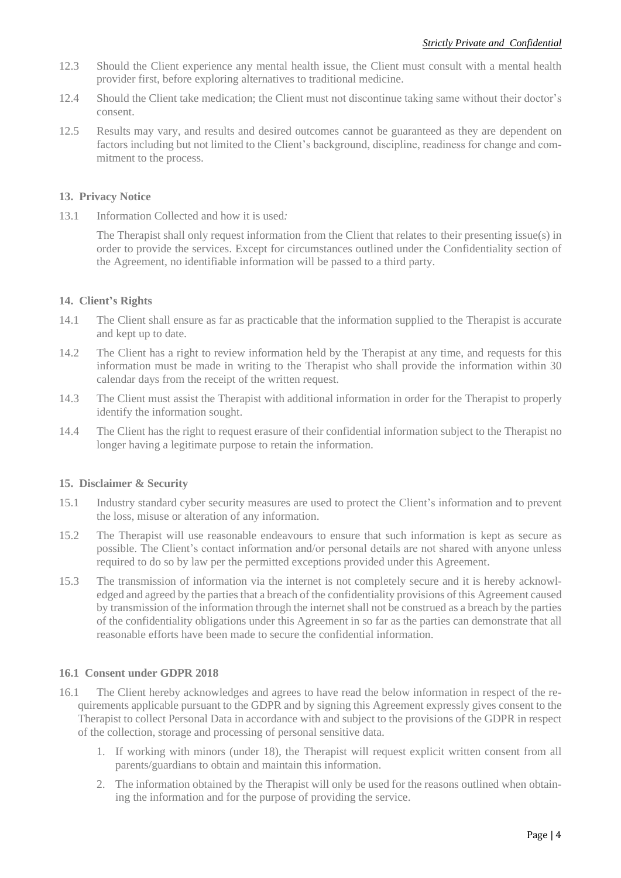12.3 Should the Client experience any mental health issue, the Client must consult with a mental health provider first, before exploring alternatives to traditional medicine.

12.4 Should the Client take medication; the Client must not discontinue taking same without their doctor's consent.

12.5 Results may vary, and results and desired outcomes cannot be guaranteed as they are dependent on factors including but not limited to the Client's background, discipline, readiness for change and commitment to the process.

**13. Privacy Notice**

13.1 Information Collected and how it is used*:*

The Therapist shall only request information from the Client that relates to their presenting issue(s) in order to provide the services. Except for circumstances outlined under the Confidentiality section of the Agreement, no identifiable information will be passed to a third party.

**14. Client's Rights**

14.1 The Client shall ensure as far as practicable that the information supplied to the Therapist is accurate and kept up to date.

14.2 The Client has a right to review information held by the Therapist at any time, and requests for this information must be made in writing to the Therapist who shall provide the information within 30 calendar days from the receipt of the written request.

14.3 The Client must assist the Therapist with additional information in order for the Therapist to properly identify the information sought.

14.4 The Client has the right to request erasure of their confidential information subject to the Therapist no longer having a legitimate purpose to retain the information.

**15. Disclaimer & Security**

15.1 Industry standard cyber security measures are used to protect the Client's information and to prevent the loss, misuse or alteration of any information.

15.2 The Therapist will use reasonable endeavours to ensure that such information is kept as secure as possible. The Client's contact information and/or personal details are not shared with anyone unless required to do so by law per the permitted exceptions provided under this Agreement.

15.3 The transmission of information via the internet is not completely secure and it is hereby acknowledged and agreed by the parties that a breach of the confidentiality provisions of this Agreement caused by transmission of the information through the internet shall not be construed as a breach by the parties of the confidentiality obligations under this Agreement in so far as the parties can demonstrate that all reasonable efforts have been made to secure the confidential information.

**16.1 Consent under GDPR 2018**

16.1 The Client hereby acknowledges and agrees to have read the below information in respect of the requirements applicable pursuant to the GDPR and by signing this Agreement expressly gives consent to the Therapist to collect Personal Data in accordance with and subject to the provisions of the GDPR in respect of the collection, storage and processing of personal sensitive data.

1. If working with minors (under 18), the Therapist will request explicit written consent from all parents/guardians to obtain and maintain this information.
2. The information obtained by the Therapist will only be used for the reasons outlined when obtaining the information and for the purpose of providing the service.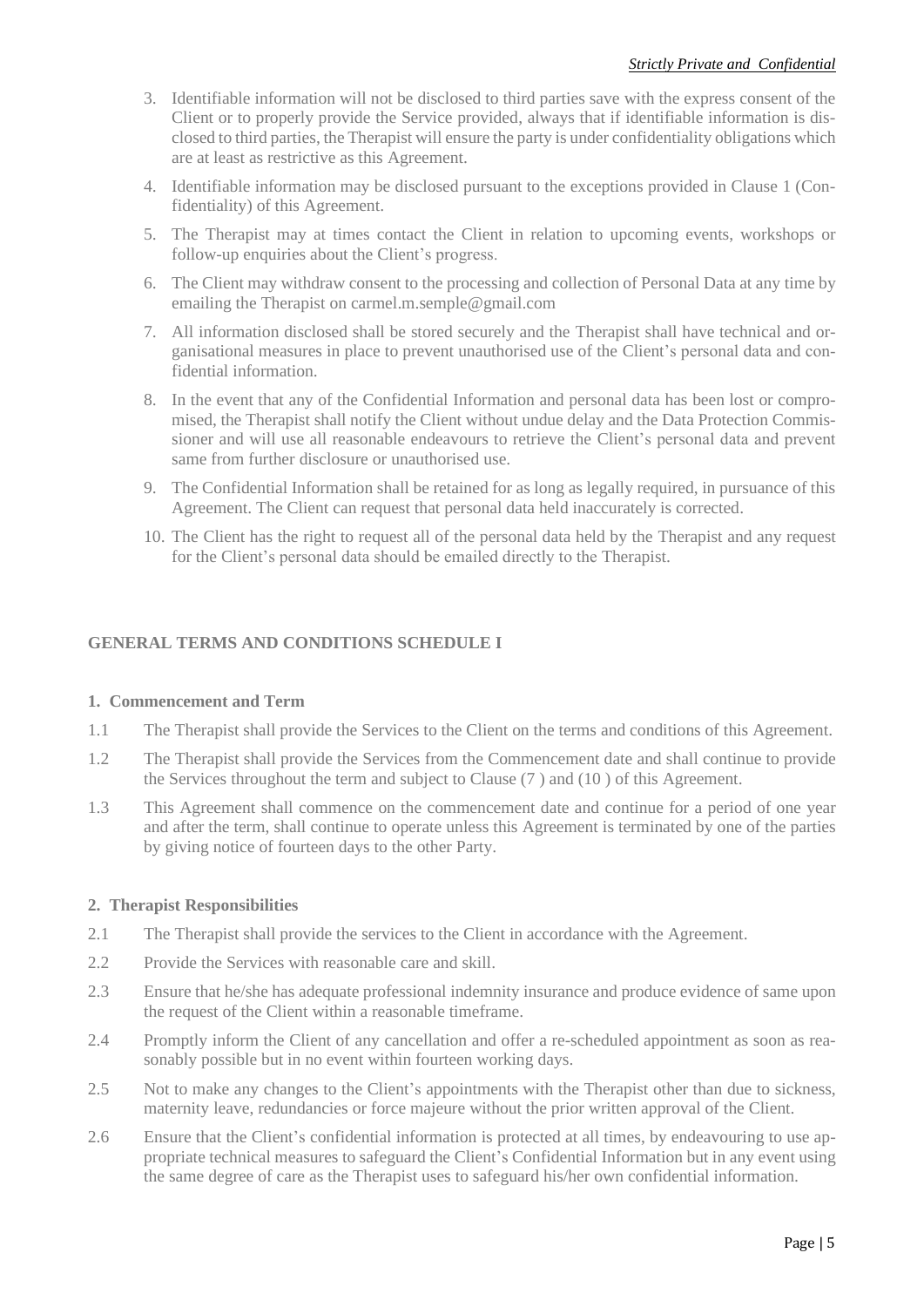3. Identifiable information will not be disclosed to third parties save with the express consent of the Client or to properly provide the Service provided, always that if identifiable information is disclosed to third parties, the Therapist will ensure the party is under confidentiality obligations which are at least as restrictive as this Agreement.
4. Identifiable information may be disclosed pursuant to the exceptions provided in Clause 1 (Confidentiality) of this Agreement.
5. The Therapist may at times contact the Client in relation to upcoming events, workshops or follow-up enquiries about the Client's progress.
6. The Client may withdraw consent to the processing and collection of Personal Data at any time by emailing the Therapist on carmel.m.semple@gmail.com
7. All information disclosed shall be stored securely and the Therapist shall have technical and organisational measures in place to prevent unauthorised use of the Client's personal data and confidential information.
8. In the event that any of the Confidential Information and personal data has been lost or compromised, the Therapist shall notify the Client without undue delay and the Data Protection Commissioner and will use all reasonable endeavours to retrieve the Client's personal data and prevent same from further disclosure or unauthorised use.
9. The Confidential Information shall be retained for as long as legally required, in pursuance of this Agreement. The Client can request that personal data held inaccurately is corrected.
10. The Client has the right to request all of the personal data held by the Therapist and any request for the Client's personal data should be emailed directly to the Therapist.

## GENERAL TERMS AND CONDITIONS SCHEDULE I

### 1. Commencement and Term

1.1 The Therapist shall provide the Services to the Client on the terms and conditions of this Agreement.

1.2 The Therapist shall provide the Services from the Commencement date and shall continue to provide the Services throughout the term and subject to Clause (7 ) and (10 ) of this Agreement.

1.3 This Agreement shall commence on the commencement date and continue for a period of one year and after the term, shall continue to operate unless this Agreement is terminated by one of the parties by giving notice of fourteen days to the other Party.

### 2. Therapist Responsibilities

2.1 The Therapist shall provide the services to the Client in accordance with the Agreement.

2.2 Provide the Services with reasonable care and skill.

2.3 Ensure that he/she has adequate professional indemnity insurance and produce evidence of same upon the request of the Client within a reasonable timeframe.

2.4 Promptly inform the Client of any cancellation and offer a re-scheduled appointment as soon as reasonably possible but in no event within fourteen working days.

2.5 Not to make any changes to the Client's appointments with the Therapist other than due to sickness, maternity leave, redundancies or force majeure without the prior written approval of the Client.

2.6 Ensure that the Client's confidential information is protected at all times, by endeavouring to use appropriate technical measures to safeguard the Client's Confidential Information but in any event using the same degree of care as the Therapist uses to safeguard his/her own confidential information.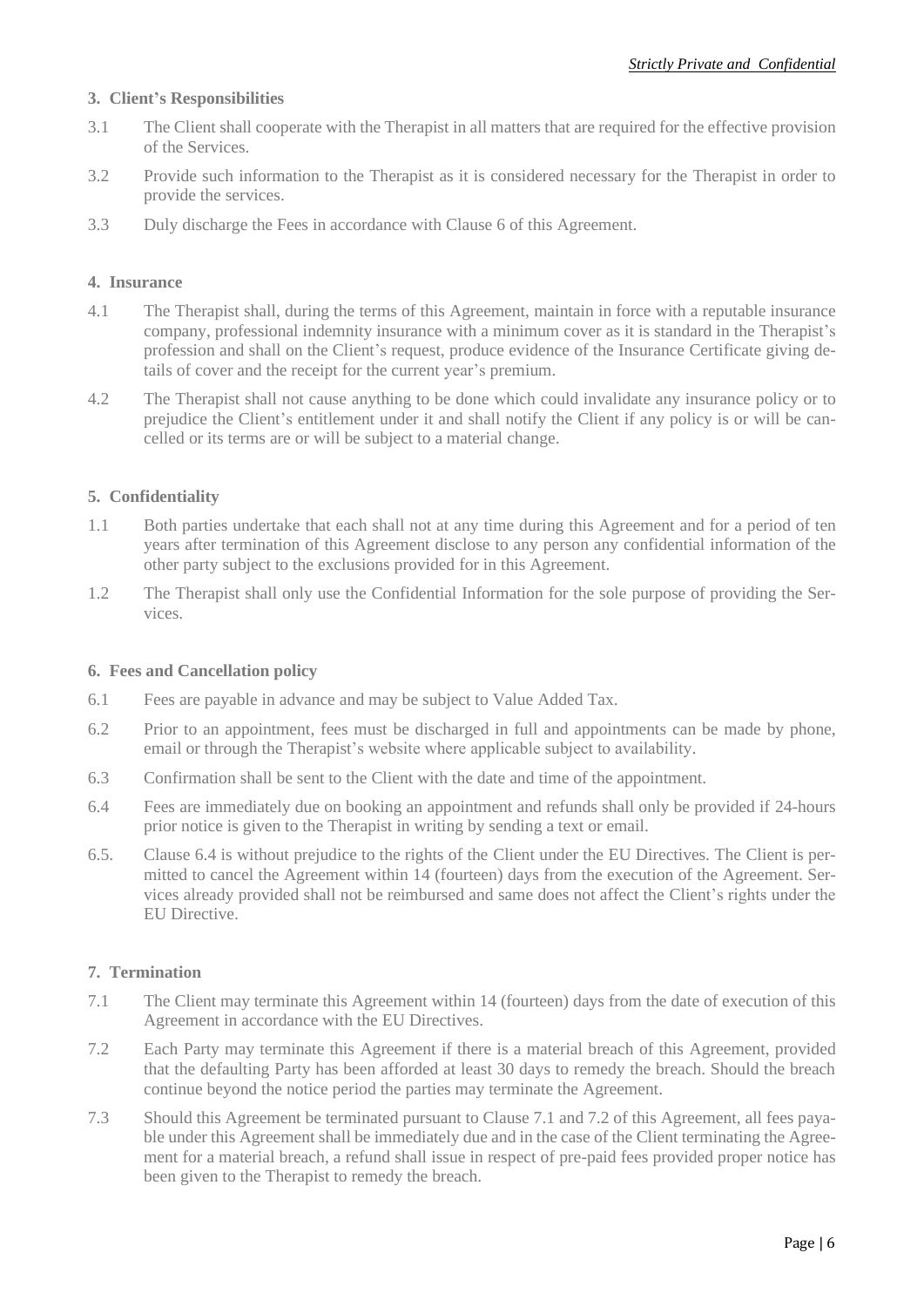### 3. Client's Responsibilities

3.1 The Client shall cooperate with the Therapist in all matters that are required for the effective provision of the Services.

3.2 Provide such information to the Therapist as it is considered necessary for the Therapist in order to provide the services.

3.3 Duly discharge the Fees in accordance with Clause 6 of this Agreement.

### 4. Insurance

4.1 The Therapist shall, during the terms of this Agreement, maintain in force with a reputable insurance company, professional indemnity insurance with a minimum cover as it is standard in the Therapist's profession and shall on the Client's request, produce evidence of the Insurance Certificate giving details of cover and the receipt for the current year's premium.

4.2 The Therapist shall not cause anything to be done which could invalidate any insurance policy or to prejudice the Client's entitlement under it and shall notify the Client if any policy is or will be cancelled or its terms are or will be subject to a material change.

### 5. Confidentiality

1.1 Both parties undertake that each shall not at any time during this Agreement and for a period of ten years after termination of this Agreement disclose to any person any confidential information of the other party subject to the exclusions provided for in this Agreement.

1.2 The Therapist shall only use the Confidential Information for the sole purpose of providing the Services.

### 6. Fees and Cancellation policy

6.1 Fees are payable in advance and may be subject to Value Added Tax.

6.2 Prior to an appointment, fees must be discharged in full and appointments can be made by phone, email or through the Therapist's website where applicable subject to availability.

6.3 Confirmation shall be sent to the Client with the date and time of the appointment.

6.4 Fees are immediately due on booking an appointment and refunds shall only be provided if 24-hours prior notice is given to the Therapist in writing by sending a text or email.

6.5. Clause 6.4 is without prejudice to the rights of the Client under the EU Directives. The Client is permitted to cancel the Agreement within 14 (fourteen) days from the execution of the Agreement. Services already provided shall not be reimbursed and same does not affect the Client's rights under the EU Directive.

### 7. Termination

7.1 The Client may terminate this Agreement within 14 (fourteen) days from the date of execution of this Agreement in accordance with the EU Directives.

7.2 Each Party may terminate this Agreement if there is a material breach of this Agreement, provided that the defaulting Party has been afforded at least 30 days to remedy the breach. Should the breach continue beyond the notice period the parties may terminate the Agreement.

7.3 Should this Agreement be terminated pursuant to Clause 7.1 and 7.2 of this Agreement, all fees payable under this Agreement shall be immediately due and in the case of the Client terminating the Agreement for a material breach, a refund shall issue in respect of pre-paid fees provided proper notice has been given to the Therapist to remedy the breach.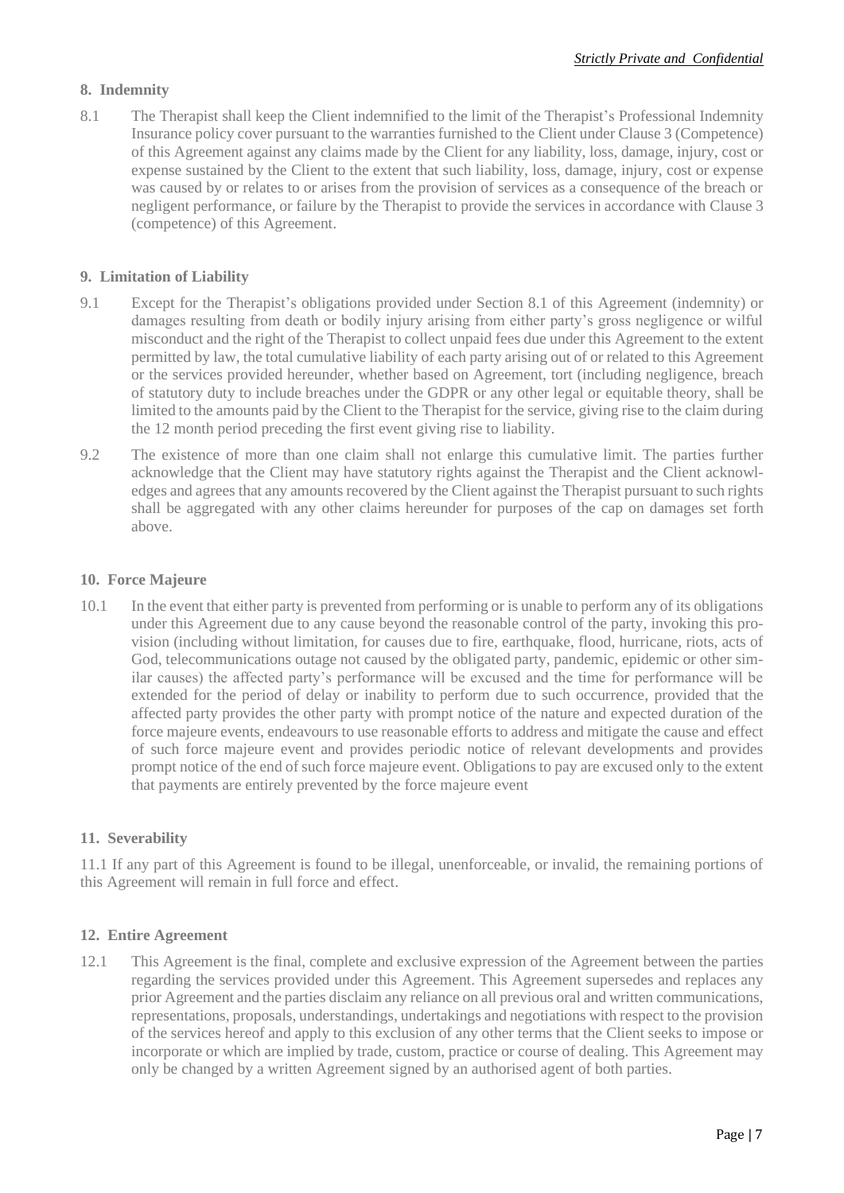## 8. Indemnity

8.1 The Therapist shall keep the Client indemnified to the limit of the Therapist's Professional Indemnity Insurance policy cover pursuant to the warranties furnished to the Client under Clause 3 (Competence) of this Agreement against any claims made by the Client for any liability, loss, damage, injury, cost or expense sustained by the Client to the extent that such liability, loss, damage, injury, cost or expense was caused by or relates to or arises from the provision of services as a consequence of the breach or negligent performance, or failure by the Therapist to provide the services in accordance with Clause 3 (competence) of this Agreement.

## 9. Limitation of Liability

9.1 Except for the Therapist's obligations provided under Section 8.1 of this Agreement (indemnity) or damages resulting from death or bodily injury arising from either party's gross negligence or wilful misconduct and the right of the Therapist to collect unpaid fees due under this Agreement to the extent permitted by law, the total cumulative liability of each party arising out of or related to this Agreement or the services provided hereunder, whether based on Agreement, tort (including negligence, breach of statutory duty to include breaches under the GDPR or any other legal or equitable theory, shall be limited to the amounts paid by the Client to the Therapist for the service, giving rise to the claim during the 12 month period preceding the first event giving rise to liability.

9.2 The existence of more than one claim shall not enlarge this cumulative limit. The parties further acknowledge that the Client may have statutory rights against the Therapist and the Client acknowledges and agrees that any amounts recovered by the Client against the Therapist pursuant to such rights shall be aggregated with any other claims hereunder for purposes of the cap on damages set forth above.

## 10. Force Majeure

10.1 In the event that either party is prevented from performing or is unable to perform any of its obligations under this Agreement due to any cause beyond the reasonable control of the party, invoking this provision (including without limitation, for causes due to fire, earthquake, flood, hurricane, riots, acts of God, telecommunications outage not caused by the obligated party, pandemic, epidemic or other similar causes) the affected party's performance will be excused and the time for performance will be extended for the period of delay or inability to perform due to such occurrence, provided that the affected party provides the other party with prompt notice of the nature and expected duration of the force majeure events, endeavours to use reasonable efforts to address and mitigate the cause and effect of such force majeure event and provides periodic notice of relevant developments and provides prompt notice of the end of such force majeure event. Obligations to pay are excused only to the extent that payments are entirely prevented by the force majeure event

## 11. Severability

11.1 If any part of this Agreement is found to be illegal, unenforceable, or invalid, the remaining portions of this Agreement will remain in full force and effect.

## 12. Entire Agreement

12.1 This Agreement is the final, complete and exclusive expression of the Agreement between the parties regarding the services provided under this Agreement. This Agreement supersedes and replaces any prior Agreement and the parties disclaim any reliance on all previous oral and written communications, representations, proposals, understandings, undertakings and negotiations with respect to the provision of the services hereof and apply to this exclusion of any other terms that the Client seeks to impose or incorporate or which are implied by trade, custom, practice or course of dealing. This Agreement may only be changed by a written Agreement signed by an authorised agent of both parties.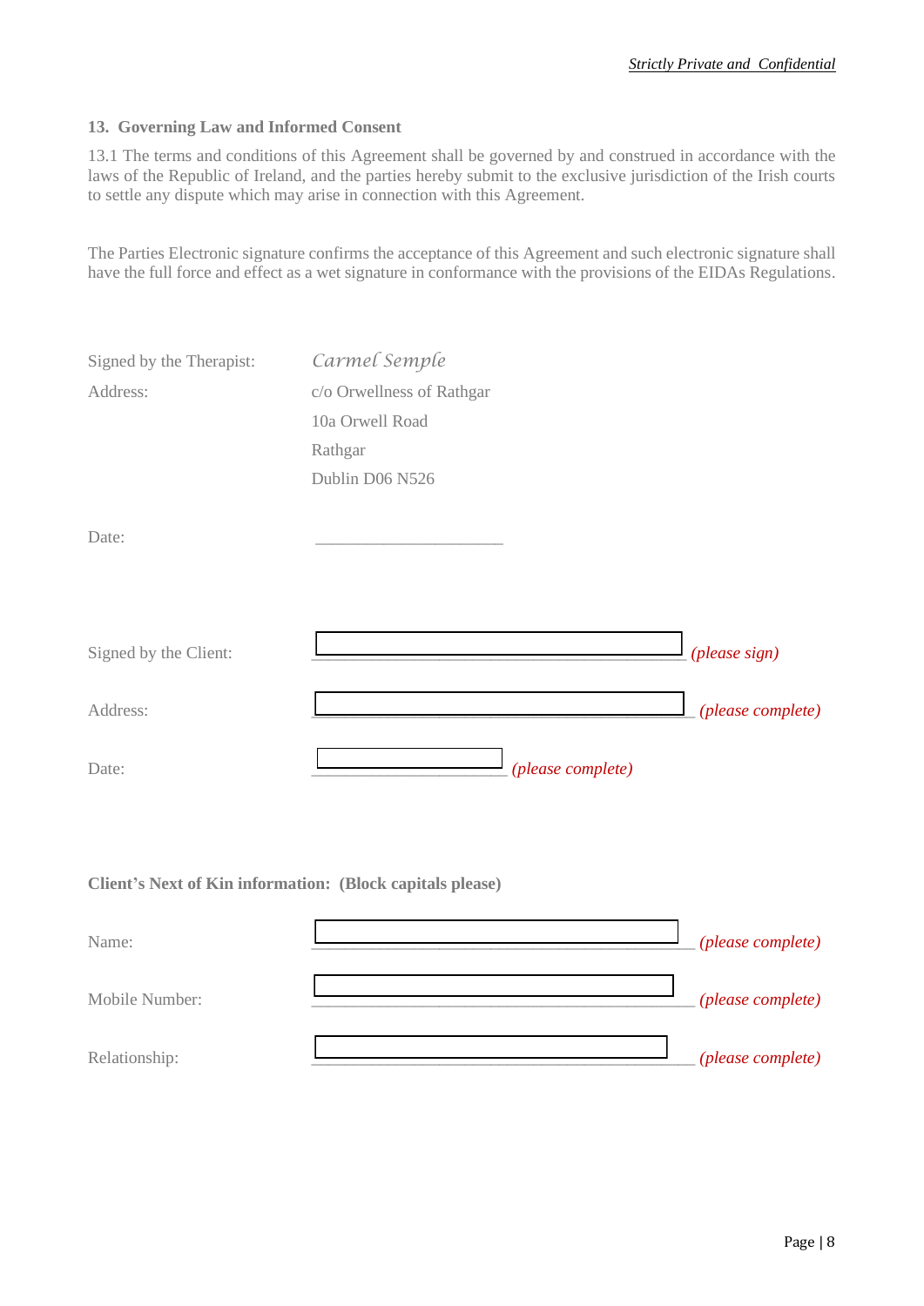### 13. Governing Law and Informed Consent

13.1 The terms and conditions of this Agreement shall be governed by and construed in accordance with the laws of the Republic of Ireland, and the parties hereby submit to the exclusive jurisdiction of the Irish courts to settle any dispute which may arise in connection with this Agreement.

The Parties Electronic signature confirms the acceptance of this Agreement and such electronic signature shall have the full force and effect as a wet signature in conformance with the provisions of the EIDAs Regulations.

Signed by the Therapist: *Carmel Semple*

Address: c/o Orwellness of Rathgar
10a Orwell Road
Rathgar
Dublin D06 N526

Date: ______________________

Signed by the Client: ______________________ *(please sign)*

Address: ______________________ *(please complete)*

Date: ______________________ *(please complete)*

**Client's Next of Kin information: (Block capitals please)**

Name: ______________________ *(please complete)*

Mobile Number: ______________________ *(please complete)*

Relationship: ______________________ *(please complete)*